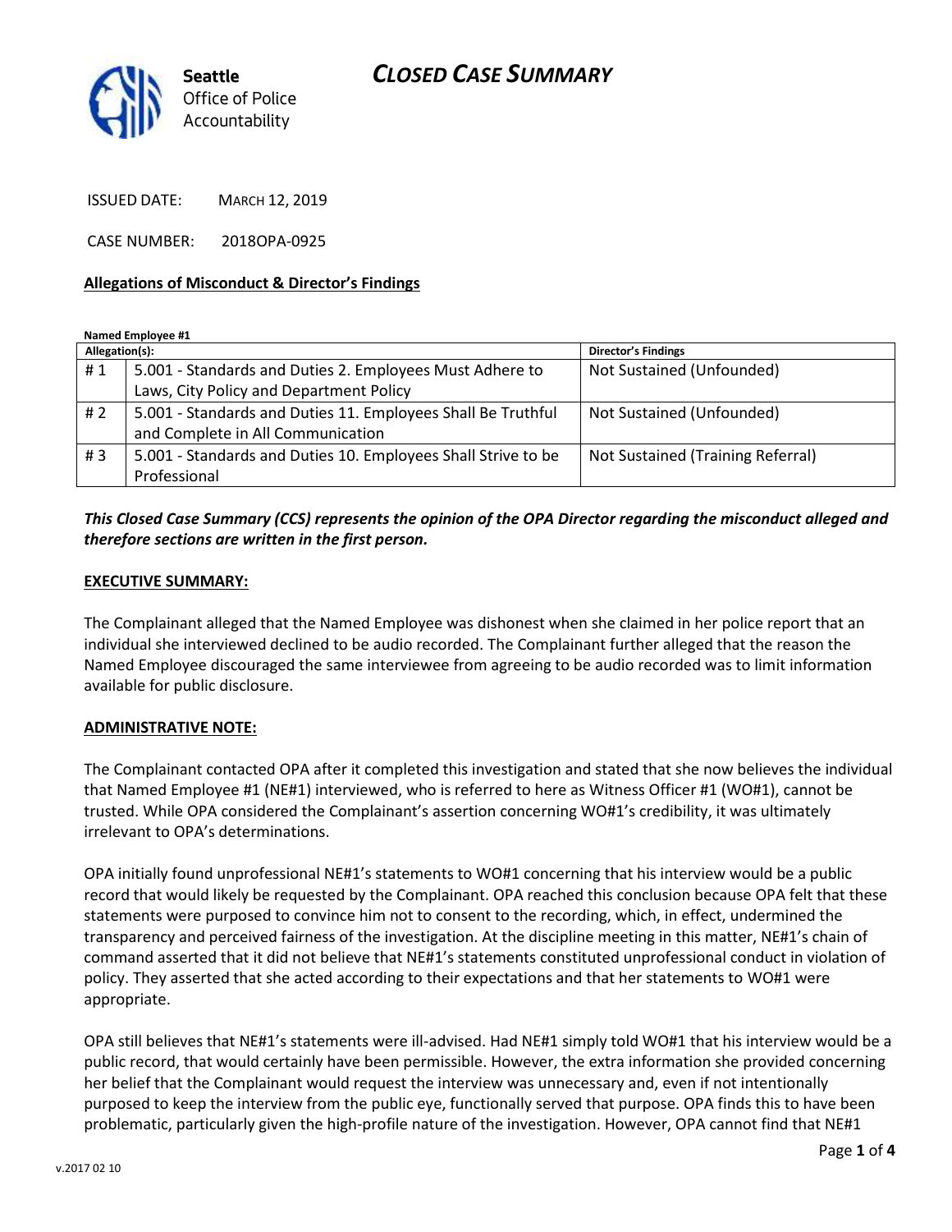# CLOSED CASE SUMMARY

**Seattle** Office of Police Accountability

ISSUED DATE: MARCH 12, 2019

CASE NUMBER: 2018OPA-0925

## Allegations of Misconduct & Director's Findings

**Named Employee #1**

| Allegation(s): | | Director's Findings |
|---|---|---|
| # 1 | 5.001 - Standards and Duties 2. Employees Must Adhere to Laws, City Policy and Department Policy | Not Sustained (Unfounded) |
| # 2 | 5.001 - Standards and Duties 11. Employees Shall Be Truthful and Complete in All Communication | Not Sustained (Unfounded) |
| # 3 | 5.001 - Standards and Duties 10. Employees Shall Strive to be Professional | Not Sustained (Training Referral) |

***This Closed Case Summary (CCS) represents the opinion of the OPA Director regarding the misconduct alleged and therefore sections are written in the first person.***

## EXECUTIVE SUMMARY:

The Complainant alleged that the Named Employee was dishonest when she claimed in her police report that an individual she interviewed declined to be audio recorded. The Complainant further alleged that the reason the Named Employee discouraged the same interviewee from agreeing to be audio recorded was to limit information available for public disclosure.

## ADMINISTRATIVE NOTE:

The Complainant contacted OPA after it completed this investigation and stated that she now believes the individual that Named Employee #1 (NE#1) interviewed, who is referred to here as Witness Officer #1 (WO#1), cannot be trusted. While OPA considered the Complainant's assertion concerning WO#1's credibility, it was ultimately irrelevant to OPA's determinations.

OPA initially found unprofessional NE#1's statements to WO#1 concerning that his interview would be a public record that would likely be requested by the Complainant. OPA reached this conclusion because OPA felt that these statements were purposed to convince him not to consent to the recording, which, in effect, undermined the transparency and perceived fairness of the investigation. At the discipline meeting in this matter, NE#1's chain of command asserted that it did not believe that NE#1's statements constituted unprofessional conduct in violation of policy. They asserted that she acted according to their expectations and that her statements to WO#1 were appropriate.

OPA still believes that NE#1's statements were ill-advised. Had NE#1 simply told WO#1 that his interview would be a public record, that would certainly have been permissible. However, the extra information she provided concerning her belief that the Complainant would request the interview was unnecessary and, even if not intentionally purposed to keep the interview from the public eye, functionally served that purpose. OPA finds this to have been problematic, particularly given the high-profile nature of the investigation. However, OPA cannot find that NE#1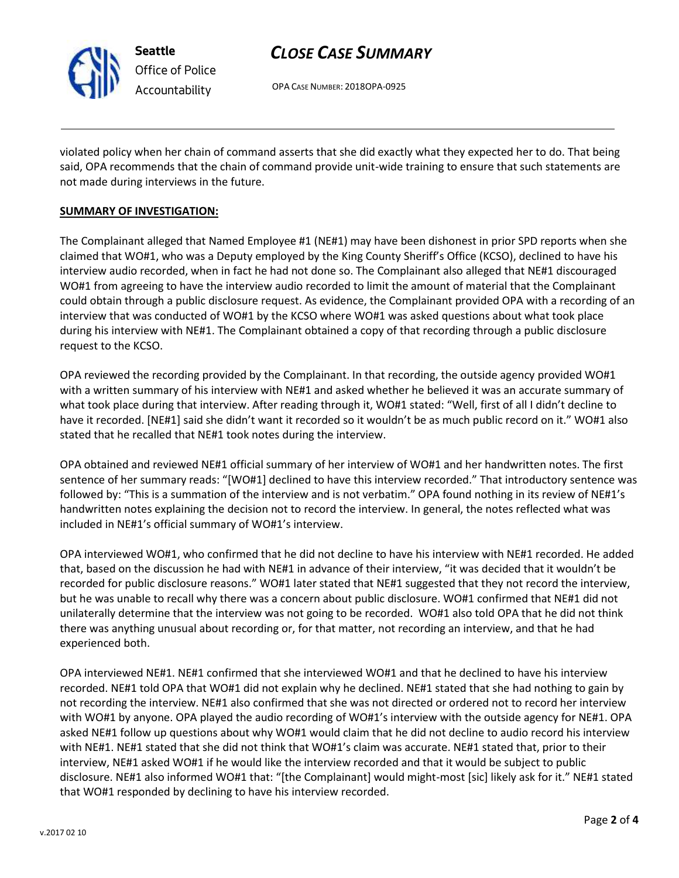violated policy when her chain of command asserts that she did exactly what they expected her to do. That being said, OPA recommends that the chain of command provide unit-wide training to ensure that such statements are not made during interviews in the future.

**SUMMARY OF INVESTIGATION:**

The Complainant alleged that Named Employee #1 (NE#1) may have been dishonest in prior SPD reports when she claimed that WO#1, who was a Deputy employed by the King County Sheriff's Office (KCSO), declined to have his interview audio recorded, when in fact he had not done so. The Complainant also alleged that NE#1 discouraged WO#1 from agreeing to have the interview audio recorded to limit the amount of material that the Complainant could obtain through a public disclosure request. As evidence, the Complainant provided OPA with a recording of an interview that was conducted of WO#1 by the KCSO where WO#1 was asked questions about what took place during his interview with NE#1. The Complainant obtained a copy of that recording through a public disclosure request to the KCSO.

OPA reviewed the recording provided by the Complainant. In that recording, the outside agency provided WO#1 with a written summary of his interview with NE#1 and asked whether he believed it was an accurate summary of what took place during that interview. After reading through it, WO#1 stated: "Well, first of all I didn't decline to have it recorded. [NE#1] said she didn't want it recorded so it wouldn't be as much public record on it." WO#1 also stated that he recalled that NE#1 took notes during the interview.

OPA obtained and reviewed NE#1 official summary of her interview of WO#1 and her handwritten notes. The first sentence of her summary reads: "[WO#1] declined to have this interview recorded." That introductory sentence was followed by: "This is a summation of the interview and is not verbatim." OPA found nothing in its review of NE#1's handwritten notes explaining the decision not to record the interview. In general, the notes reflected what was included in NE#1's official summary of WO#1's interview.

OPA interviewed WO#1, who confirmed that he did not decline to have his interview with NE#1 recorded. He added that, based on the discussion he had with NE#1 in advance of their interview, "it was decided that it wouldn't be recorded for public disclosure reasons." WO#1 later stated that NE#1 suggested that they not record the interview, but he was unable to recall why there was a concern about public disclosure. WO#1 confirmed that NE#1 did not unilaterally determine that the interview was not going to be recorded. WO#1 also told OPA that he did not think there was anything unusual about recording or, for that matter, not recording an interview, and that he had experienced both.

OPA interviewed NE#1. NE#1 confirmed that she interviewed WO#1 and that he declined to have his interview recorded. NE#1 told OPA that WO#1 did not explain why he declined. NE#1 stated that she had nothing to gain by not recording the interview. NE#1 also confirmed that she was not directed or ordered not to record her interview with WO#1 by anyone. OPA played the audio recording of WO#1's interview with the outside agency for NE#1. OPA asked NE#1 follow up questions about why WO#1 would claim that he did not decline to audio record his interview with NE#1. NE#1 stated that she did not think that WO#1's claim was accurate. NE#1 stated that, prior to their interview, NE#1 asked WO#1 if he would like the interview recorded and that it would be subject to public disclosure. NE#1 also informed WO#1 that: "[the Complainant] would might-most [sic] likely ask for it." NE#1 stated that WO#1 responded by declining to have his interview recorded.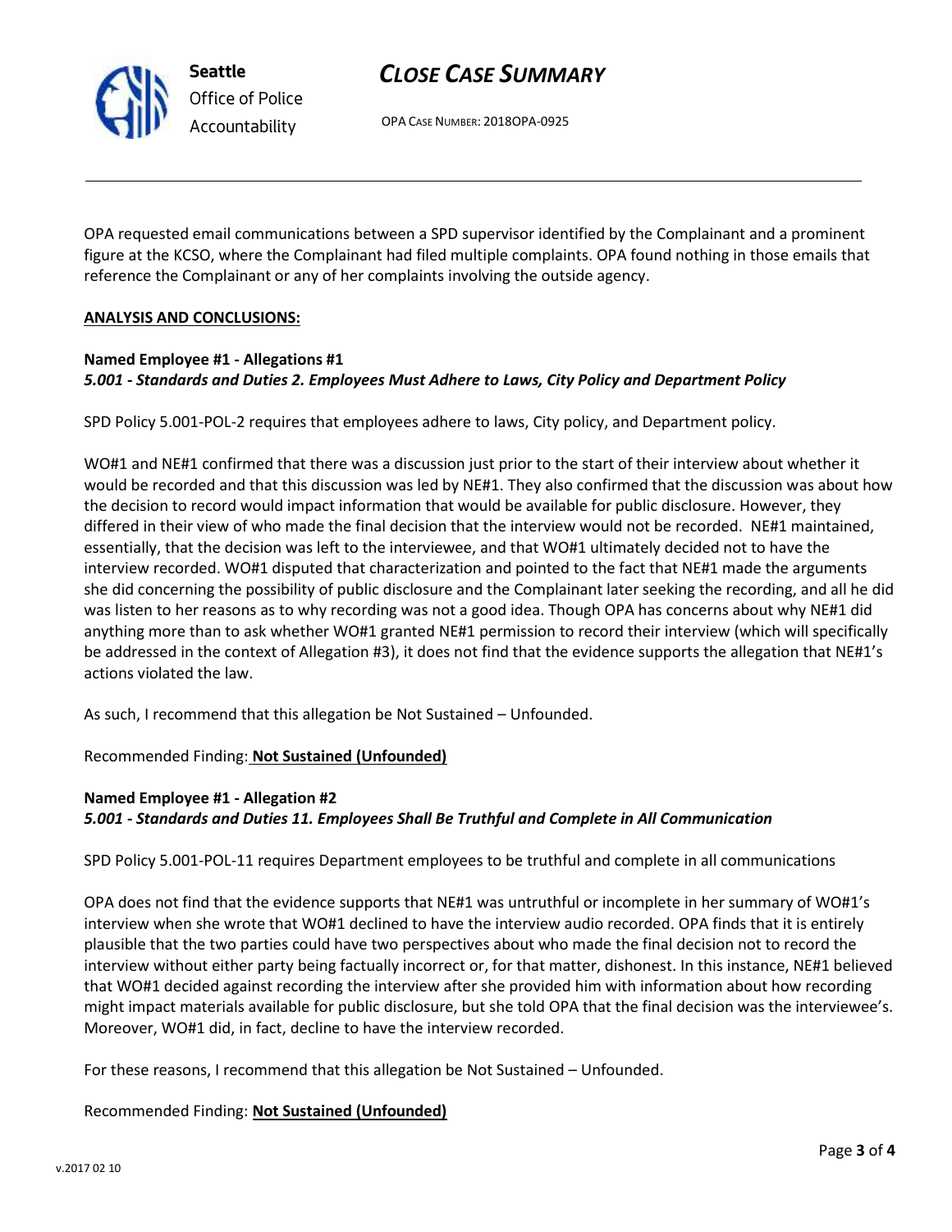OPA requested email communications between a SPD supervisor identified by the Complainant and a prominent figure at the KCSO, where the Complainant had filed multiple complaints. OPA found nothing in those emails that reference the Complainant or any of her complaints involving the outside agency.

**ANALYSIS AND CONCLUSIONS:**

**Named Employee #1 - Allegations #1**
***5.001 - Standards and Duties 2. Employees Must Adhere to Laws, City Policy and Department Policy***

SPD Policy 5.001-POL-2 requires that employees adhere to laws, City policy, and Department policy.

WO#1 and NE#1 confirmed that there was a discussion just prior to the start of their interview about whether it would be recorded and that this discussion was led by NE#1. They also confirmed that the discussion was about how the decision to record would impact information that would be available for public disclosure. However, they differed in their view of who made the final decision that the interview would not be recorded. NE#1 maintained, essentially, that the decision was left to the interviewee, and that WO#1 ultimately decided not to have the interview recorded. WO#1 disputed that characterization and pointed to the fact that NE#1 made the arguments she did concerning the possibility of public disclosure and the Complainant later seeking the recording, and all he did was listen to her reasons as to why recording was not a good idea. Though OPA has concerns about why NE#1 did anything more than to ask whether WO#1 granted NE#1 permission to record their interview (which will specifically be addressed in the context of Allegation #3), it does not find that the evidence supports the allegation that NE#1's actions violated the law.

As such, I recommend that this allegation be Not Sustained – Unfounded.

Recommended Finding: **Not Sustained (Unfounded)**

**Named Employee #1 - Allegation #2**
***5.001 - Standards and Duties 11. Employees Shall Be Truthful and Complete in All Communication***

SPD Policy 5.001-POL-11 requires Department employees to be truthful and complete in all communications

OPA does not find that the evidence supports that NE#1 was untruthful or incomplete in her summary of WO#1's interview when she wrote that WO#1 declined to have the interview audio recorded. OPA finds that it is entirely plausible that the two parties could have two perspectives about who made the final decision not to record the interview without either party being factually incorrect or, for that matter, dishonest. In this instance, NE#1 believed that WO#1 decided against recording the interview after she provided him with information about how recording might impact materials available for public disclosure, but she told OPA that the final decision was the interviewee's. Moreover, WO#1 did, in fact, decline to have the interview recorded.

For these reasons, I recommend that this allegation be Not Sustained – Unfounded.

Recommended Finding: **Not Sustained (Unfounded)**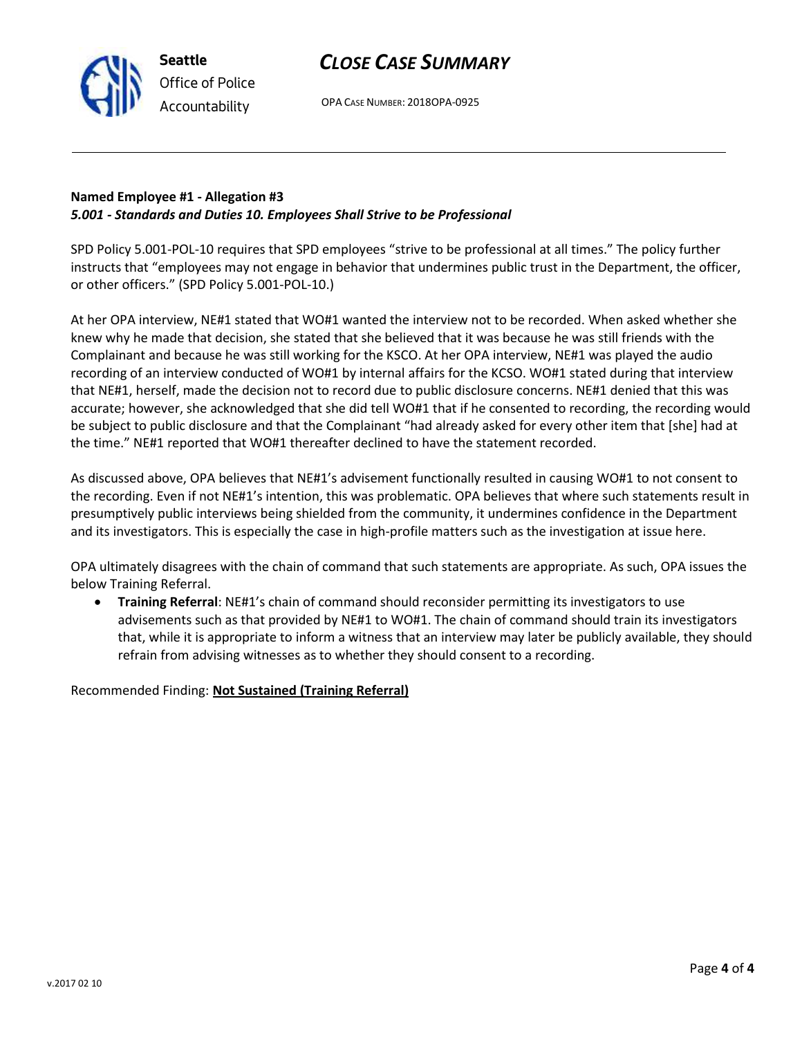**Named Employee #1 - Allegation #3**
***5.001 - Standards and Duties 10. Employees Shall Strive to be Professional***

SPD Policy 5.001-POL-10 requires that SPD employees "strive to be professional at all times." The policy further instructs that "employees may not engage in behavior that undermines public trust in the Department, the officer, or other officers." (SPD Policy 5.001-POL-10.)

At her OPA interview, NE#1 stated that WO#1 wanted the interview not to be recorded. When asked whether she knew why he made that decision, she stated that she believed that it was because he was still friends with the Complainant and because he was still working for the KSCO. At her OPA interview, NE#1 was played the audio recording of an interview conducted of WO#1 by internal affairs for the KCSO. WO#1 stated during that interview that NE#1, herself, made the decision not to record due to public disclosure concerns. NE#1 denied that this was accurate; however, she acknowledged that she did tell WO#1 that if he consented to recording, the recording would be subject to public disclosure and that the Complainant "had already asked for every other item that [she] had at the time." NE#1 reported that WO#1 thereafter declined to have the statement recorded.

As discussed above, OPA believes that NE#1's advisement functionally resulted in causing WO#1 to not consent to the recording. Even if not NE#1's intention, this was problematic. OPA believes that where such statements result in presumptively public interviews being shielded from the community, it undermines confidence in the Department and its investigators. This is especially the case in high-profile matters such as the investigation at issue here.

OPA ultimately disagrees with the chain of command that such statements are appropriate. As such, OPA issues the below Training Referral.

- **Training Referral**: NE#1's chain of command should reconsider permitting its investigators to use advisements such as that provided by NE#1 to WO#1. The chain of command should train its investigators that, while it is appropriate to inform a witness that an interview may later be publicly available, they should refrain from advising witnesses as to whether they should consent to a recording.

Recommended Finding: **Not Sustained (Training Referral)**